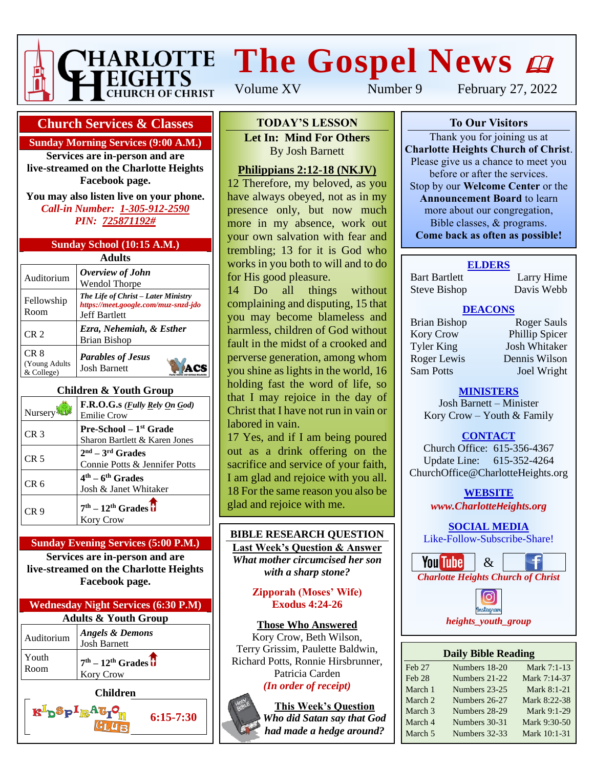# CHARLOTTE HEIGHTS CHURCH OF CHRIST

# The Gospel News

Volume XV | Number 9 | February 27, 2022

## Church Services & Classes

### Sunday Morning Services (9:00 A.M.)

**Services are in-person and are live-streamed on the Charlotte Heights Facebook page.**

**You may also listen live on your phone.**
***Call-in Number: 1-305-912-2590***
***PIN: 725871192#***

### Sunday School (10:15 A.M.)

**Adults**

| | |
|---|---|
| Auditorium | ***Overview of John*** Wendol Thorpe |
| Fellowship Room | ***The Life of Christ – Later Ministry*** *https://meet.google.com/muz-snzd-jdo* Jeff Bartlett |
| CR 2 | ***Ezra, Nehemiah, & Esther*** Brian Bishop |
| CR 8 (Young Adults & College) | ***Parables of Jesus*** Josh Barnett — YACS |

**Children & Youth Group**

| | |
|---|---|
| Nursery | **F.R.O.G.s** ***(Fully Rely On God)*** Emilie Crow |
| CR 3 | **Pre-School – 1st Grade** Sharon Bartlett & Karen Jones |
| CR 5 | **2nd – 3rd Grades** Connie Potts & Jennifer Potts |
| CR 6 | **4th – 6th Grades** Josh & Janet Whitaker |
| CR 9 | **7th – 12th Grades** Kory Crow |

### Sunday Evening Services (5:00 P.M.)

**Services are in-person and are live-streamed on the Charlotte Heights Facebook page.**

### Wednesday Night Services (6:30 P.M)

**Adults & Youth Group**

| | |
|---|---|
| Auditorium | ***Angels & Demons*** Josh Barnett |
| Youth Room | **7th – 12th Grades** Kory Crow |

**Children**

KIDSPIRATION CLUB — **6:15-7:30**

## TODAY'S LESSON

**Let In: Mind For Others**
By Josh Barnett

**Philippians 2:12-18 (NKJV)**

12 Therefore, my beloved, as you have always obeyed, not as in my presence only, but now much more in my absence, work out your own salvation with fear and trembling; 13 for it is God who works in you both to will and to do for His good pleasure.
14 Do all things without complaining and disputing, 15 that you may become blameless and harmless, children of God without fault in the midst of a crooked and perverse generation, among whom you shine as lights in the world, 16 holding fast the word of life, so that I may rejoice in the day of Christ that I have not run in vain or labored in vain.
17 Yes, and if I am being poured out as a drink offering on the sacrifice and service of your faith, I am glad and rejoice with you all. 18 For the same reason you also be glad and rejoice with me.

## BIBLE RESEARCH QUESTION

**Last Week's Question & Answer**
***What mother circumcised her son with a sharp stone?***

**Zipporah (Moses' Wife)**
**Exodus 4:24-26**

**Those Who Answered**
Kory Crow, Beth Wilson, Terry Grissim, Paulette Baldwin, Richard Potts, Ronnie Hirsbrunner, Patricia Carden
***(In order of receipt)***

**This Week's Question**
***Who did Satan say that God had made a hedge around?***

## To Our Visitors

Thank you for joining us at **Charlotte Heights Church of Christ**. Please give us a chance to meet you before or after the services. Stop by our **Welcome Center** or the **Announcement Board** to learn more about our congregation, Bible classes, & programs.
**Come back as often as possible!**

### ELDERS

Bart Bartlett, Larry Hime
Steve Bishop, Davis Webb

### DEACONS

Brian Bishop, Roger Sauls
Kory Crow, Phillip Spicer
Tyler King, Josh Whitaker
Roger Lewis, Dennis Wilson
Sam Potts, Joel Wright

### MINISTERS

Josh Barnett – Minister
Kory Crow – Youth & Family

### CONTACT

Church Office: 615-356-4367
Update Line: 615-352-4264
ChurchOffice@CharlotteHeights.org

### WEBSITE

***www.CharlotteHeights.org***

### SOCIAL MEDIA

Like-Follow-Subscribe-Share!

YouTube & Facebook
***Charlotte Heights Church of Christ***

Instagram
***heights_youth_group***

## Daily Bible Reading

| | | |
|---|---|---|
| Feb 27 | Numbers 18-20 | Mark 7:1-13 |
| Feb 28 | Numbers 21-22 | Mark 7:14-37 |
| March 1 | Numbers 23-25 | Mark 8:1-21 |
| March 2 | Numbers 26-27 | Mark 8:22-38 |
| March 3 | Numbers 28-29 | Mark 9:1-29 |
| March 4 | Numbers 30-31 | Mark 9:30-50 |
| March 5 | Numbers 32-33 | Mark 10:1-31 |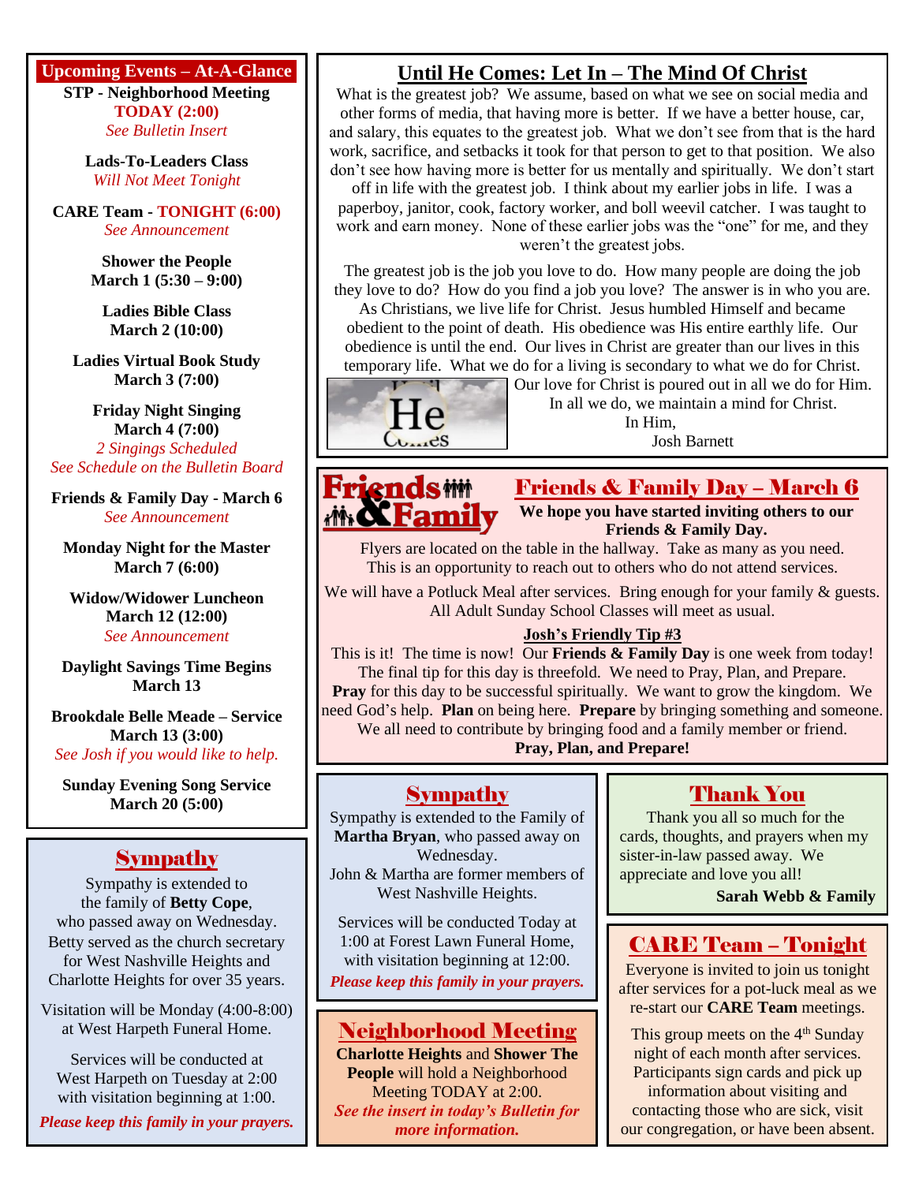## Upcoming Events – At-A-Glance

**STP - Neighborhood Meeting**
**TODAY (2:00)**
*See Bulletin Insert*

**Lads-To-Leaders Class**
*Will Not Meet Tonight*

**CARE Team - TONIGHT (6:00)**
*See Announcement*

**Shower the People**
**March 1 (5:30 – 9:00)**

**Ladies Bible Class**
**March 2 (10:00)**

**Ladies Virtual Book Study**
**March 3 (7:00)**

**Friday Night Singing**
**March 4 (7:00)**
*2 Singings Scheduled*
*See Schedule on the Bulletin Board*

**Friends & Family Day - March 6**
*See Announcement*

**Monday Night for the Master**
**March 7 (6:00)**

**Widow/Widower Luncheon**
**March 12 (12:00)**
*See Announcement*

**Daylight Savings Time Begins**
**March 13**

**Brookdale Belle Meade – Service**
**March 13 (3:00)**
*See Josh if you would like to help.*

**Sunday Evening Song Service**
**March 20 (5:00)**

## Sympathy

Sympathy is extended to the family of **Betty Cope**, who passed away on Wednesday. Betty served as the church secretary for West Nashville Heights and Charlotte Heights for over 35 years.

Visitation will be Monday (4:00-8:00) at West Harpeth Funeral Home.

Services will be conducted at West Harpeth on Tuesday at 2:00 with visitation beginning at 1:00.

***Please keep this family in your prayers.***

## Until He Comes: Let In – The Mind Of Christ

What is the greatest job? We assume, based on what we see on social media and other forms of media, that having more is better. If we have a better house, car, and salary, this equates to the greatest job. What we don't see from that is the hard work, sacrifice, and setbacks it took for that person to get to that position. We also don't see how having more is better for us mentally and spiritually. We don't start off in life with the greatest job. I think about my earlier jobs in life. I was a paperboy, janitor, cook, factory worker, and boll weevil catcher. I was taught to work and earn money. None of these earlier jobs was the "one" for me, and they weren't the greatest jobs.

The greatest job is the job you love to do. How many people are doing the job they love to do? How do you find a job you love? The answer is in who you are. As Christians, we live life for Christ. Jesus humbled Himself and became obedient to the point of death. His obedience was His entire earthly life. Our obedience is until the end. Our lives in Christ are greater than our lives in this temporary life. What we do for a living is secondary to what we do for Christ. Our love for Christ is poured out in all we do for Him. In all we do, we maintain a mind for Christ.

In Him,
Josh Barnett

## Friends & Family Day – March 6

**We hope you have started inviting others to our Friends & Family Day.**

Flyers are located on the table in the hallway. Take as many as you need. This is an opportunity to reach out to others who do not attend services.

We will have a Potluck Meal after services. Bring enough for your family & guests. All Adult Sunday School Classes will meet as usual.

**Josh's Friendly Tip #3**

This is it! The time is now! Our **Friends & Family Day** is one week from today! The final tip for this day is threefold. We need to Pray, Plan, and Prepare. **Pray** for this day to be successful spiritually. We want to grow the kingdom. We need God's help. **Plan** on being here. **Prepare** by bringing something and someone. We all need to contribute by bringing food and a family member or friend.

**Pray, Plan, and Prepare!**

## Sympathy

Sympathy is extended to the Family of **Martha Bryan**, who passed away on Wednesday.
John & Martha are former members of West Nashville Heights.

Services will be conducted Today at 1:00 at Forest Lawn Funeral Home, with visitation beginning at 12:00.

***Please keep this family in your prayers.***

## Neighborhood Meeting

**Charlotte Heights** and **Shower The People** will hold a Neighborhood Meeting TODAY at 2:00.
***See the insert in today's Bulletin for more information.***

## Thank You

Thank you all so much for the cards, thoughts, and prayers when my sister-in-law passed away. We appreciate and love you all!

**Sarah Webb & Family**

## CARE Team – Tonight

Everyone is invited to join us tonight after services for a pot-luck meal as we re-start our **CARE Team** meetings.

This group meets on the 4th Sunday night of each month after services. Participants sign cards and pick up information about visiting and contacting those who are sick, visit our congregation, or have been absent.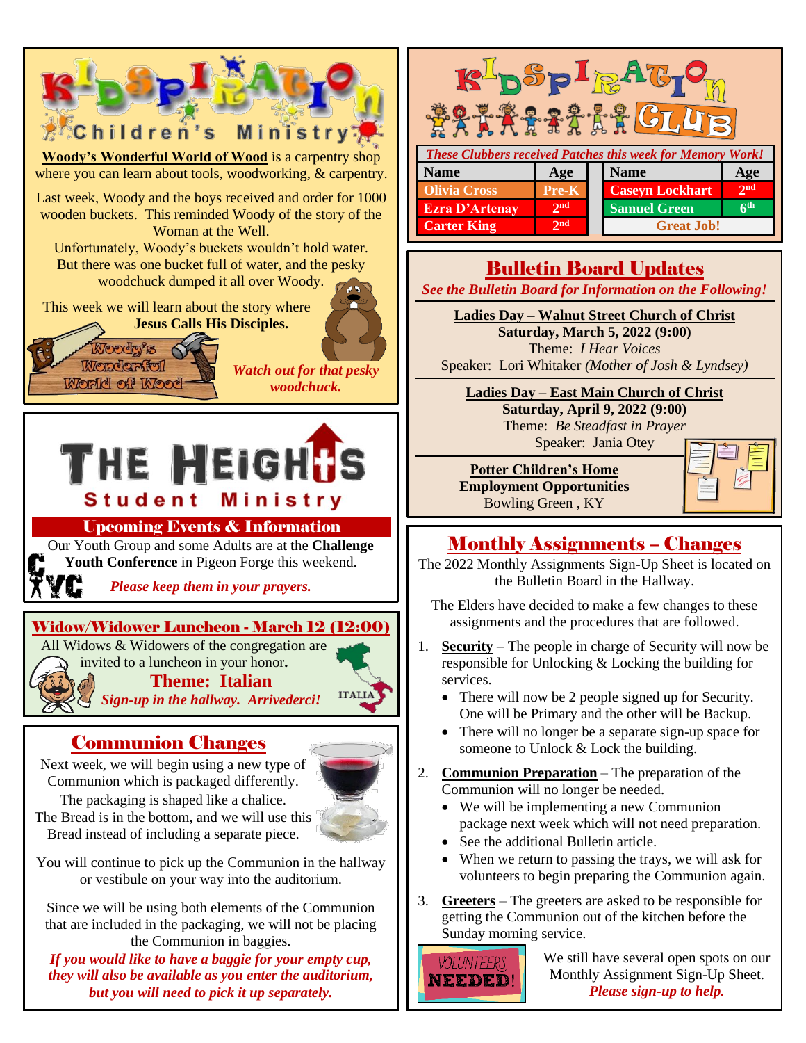# Kidspiration Children's Ministry

**Woody's Wonderful World of Wood** is a carpentry shop where you can learn about tools, woodworking, & carpentry.

Last week, Woody and the boys received and order for 1000 wooden buckets. This reminded Woody of the story of the Woman at the Well.

Unfortunately, Woody's buckets wouldn't hold water. But there was one bucket full of water, and the pesky woodchuck dumped it all over Woody.

This week we will learn about the story where **Jesus Calls His Disciples.**

*Watch out for that pesky woodchuck.*

# The Heights Student Ministry

## Upcoming Events & Information

Our Youth Group and some Adults are at the **Challenge Youth Conference** in Pigeon Forge this weekend.

*Please keep them in your prayers.*

## Widow/Widower Luncheon - March 12 (12:00)

All Widows & Widowers of the congregation are invited to a luncheon in your honor.

**Theme: Italian**

*Sign-up in the hallway. Arrivederci!*

## Communion Changes

Next week, we will begin using a new type of Communion which is packaged differently. The packaging is shaped like a chalice. The Bread is in the bottom, and we will use this Bread instead of including a separate piece.

You will continue to pick up the Communion in the hallway or vestibule on your way into the auditorium.

Since we will be using both elements of the Communion that are included in the packaging, we will not be placing the Communion in baggies.

*If you would like to have a baggie for your empty cup, they will also be available as you enter the auditorium, but you will need to pick it up separately.*

# Kidspiration Club

*These Clubbers received Patches this week for Memory Work!*

| Name | Age | Name | Age |
|---|---|---|---|
| Olivia Cross | Pre-K | Caseyn Lockhart | 2nd |
| Ezra D'Artenay | 2nd | Samuel Green | 6th |
| Carter King | 2nd | Great Job! | |

## Bulletin Board Updates

*See the Bulletin Board for Information on the Following!*

**Ladies Day – Walnut Street Church of Christ**
**Saturday, March 5, 2022 (9:00)**
Theme: *I Hear Voices*
Speaker: Lori Whitaker *(Mother of Josh & Lyndsey)*

**Ladies Day – East Main Church of Christ**
**Saturday, April 9, 2022 (9:00)**
Theme: *Be Steadfast in Prayer*
Speaker: Jania Otey

**Potter Children's Home**
**Employment Opportunities**
Bowling Green , KY

## Monthly Assignments – Changes

The 2022 Monthly Assignments Sign-Up Sheet is located on the Bulletin Board in the Hallway.

The Elders have decided to make a few changes to these assignments and the procedures that are followed.

1. **Security** – The people in charge of Security will now be responsible for Unlocking & Locking the building for services.
   - There will now be 2 people signed up for Security. One will be Primary and the other will be Backup.
   - There will no longer be a separate sign-up space for someone to Unlock & Lock the building.
2. **Communion Preparation** – The preparation of the Communion will no longer be needed.
   - We will be implementing a new Communion package next week which will not need preparation.
   - See the additional Bulletin article.
   - When we return to passing the trays, we will ask for volunteers to begin preparing the Communion again.
3. **Greeters** – The greeters are asked to be responsible for getting the Communion out of the kitchen before the Sunday morning service.

VOLUNTEERS NEEDED!

We still have several open spots on our Monthly Assignment Sign-Up Sheet.

*Please sign-up to help.*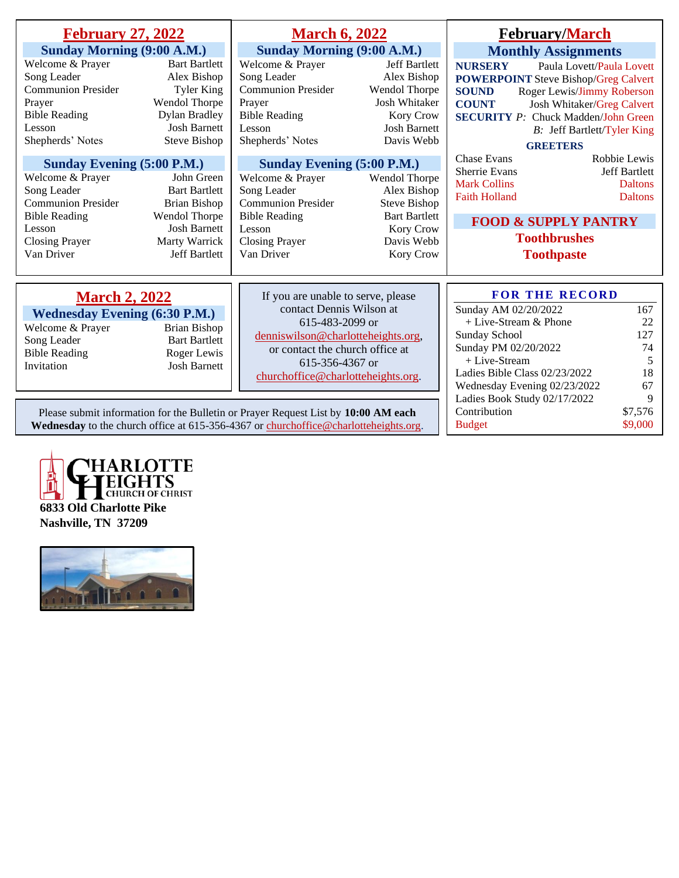## February 27, 2022

### Sunday Morning (9:00 A.M.)

| | |
|---|---|
| Welcome & Prayer | Bart Bartlett |
| Song Leader | Alex Bishop |
| Communion Presider | Tyler King |
| Prayer | Wendol Thorpe |
| Bible Reading | Dylan Bradley |
| Lesson | Josh Barnett |
| Shepherds' Notes | Steve Bishop |

### Sunday Evening (5:00 P.M.)

| | |
|---|---|
| Welcome & Prayer | John Green |
| Song Leader | Bart Bartlett |
| Communion Presider | Brian Bishop |
| Bible Reading | Wendol Thorpe |
| Lesson | Josh Barnett |
| Closing Prayer | Marty Warrick |
| Van Driver | Jeff Bartlett |

## March 6, 2022

### Sunday Morning (9:00 A.M.)

| | |
|---|---|
| Welcome & Prayer | Jeff Bartlett |
| Song Leader | Alex Bishop |
| Communion Presider | Wendol Thorpe |
| Prayer | Josh Whitaker |
| Bible Reading | Kory Crow |
| Lesson | Josh Barnett |
| Shepherds' Notes | Davis Webb |

### Sunday Evening (5:00 P.M.)

| | |
|---|---|
| Welcome & Prayer | Wendol Thorpe |
| Song Leader | Alex Bishop |
| Communion Presider | Steve Bishop |
| Bible Reading | Bart Bartlett |
| Lesson | Kory Crow |
| Closing Prayer | Davis Webb |
| Van Driver | Kory Crow |

## February/March Monthly Assignments

**NURSERY** Paula Lovett/Paula Lovett
**POWERPOINT** Steve Bishop/Greg Calvert
**SOUND** Roger Lewis/Jimmy Roberson
**COUNT** Josh Whitaker/Greg Calvert
**SECURITY** *P:* Chuck Madden/John Green
*B:* Jeff Bartlett/Tyler King

**GREETERS**

| | |
|---|---|
| Chase Evans | Robbie Lewis |
| Sherrie Evans | Jeff Bartlett |
| Mark Collins | Daltons |
| Faith Holland | Daltons |

**FOOD & SUPPLY PANTRY**

**Toothbrushes**
**Toothpaste**

## March 2, 2022

### Wednesday Evening (6:30 P.M.)

| | |
|---|---|
| Welcome & Prayer | Brian Bishop |
| Song Leader | Bart Bartlett |
| Bible Reading | Roger Lewis |
| Invitation | Josh Barnett |

If you are unable to serve, please contact Dennis Wilson at 615-483-2099 or denniswilson@charlotteheights.org, or contact the church office at 615-356-4367 or churchoffice@charlotteheights.org.

Please submit information for the Bulletin or Prayer Request List by **10:00 AM each Wednesday** to the church office at 615-356-4367 or churchoffice@charlotteheights.org.

## FOR THE RECORD

| | |
|---|---|
| Sunday AM 02/20/2022 | 167 |
| + Live-Stream & Phone | 22 |
| Sunday School | 127 |
| Sunday PM 02/20/2022 | 74 |
| + Live-Stream | 5 |
| Ladies Bible Class 02/23/2022 | 18 |
| Wednesday Evening 02/23/2022 | 67 |
| Ladies Book Study 02/17/2022 | 9 |
| Contribution | $7,576 |
| Budget | $9,000 |

CHARLOTTE HEIGHTS CHURCH OF CHRIST
**6833 Old Charlotte Pike**
**Nashville, TN 37209**